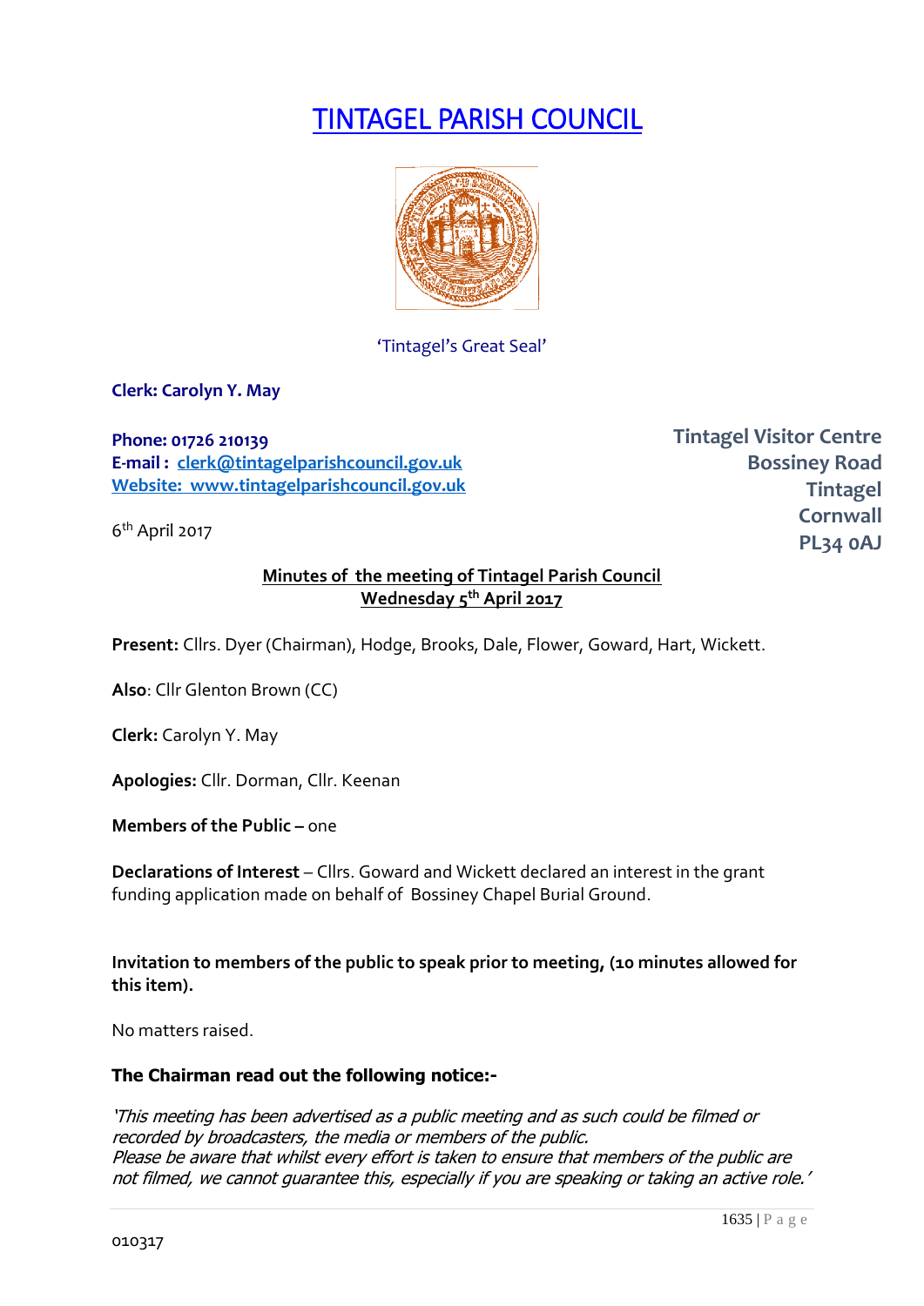# TINTAGEL PARISH COUNCIL

'Tintagel's Great Seal'

**Clerk: Carolyn Y. May**

**Phone: 01726 210139**
**E-mail : clerk@tintagelparishcouncil.gov.uk**
**Website: www.tintagelparishcouncil.gov.uk**

**Tintagel Visitor Centre**
**Bossiney Road**
**Tintagel**
**Cornwall**
**PL34 0AJ**

6th April 2017

**Minutes of the meeting of Tintagel Parish Council**
**Wednesday 5th April 2017**

**Present:** Cllrs. Dyer (Chairman), Hodge, Brooks, Dale, Flower, Goward, Hart, Wickett.

**Also**: Cllr Glenton Brown (CC)

**Clerk:** Carolyn Y. May

**Apologies:** Cllr. Dorman, Cllr. Keenan

**Members of the Public –** one

**Declarations of Interest** – Cllrs. Goward and Wickett declared an interest in the grant funding application made on behalf of Bossiney Chapel Burial Ground.

**Invitation to members of the public to speak prior to meeting, (10 minutes allowed for this item).**

No matters raised.

**The Chairman read out the following notice:-**

*'This meeting has been advertised as a public meeting and as such could be filmed or recorded by broadcasters, the media or members of the public.*
*Please be aware that whilst every effort is taken to ensure that members of the public are not filmed, we cannot guarantee this, especially if you are speaking or taking an active role.'*

010317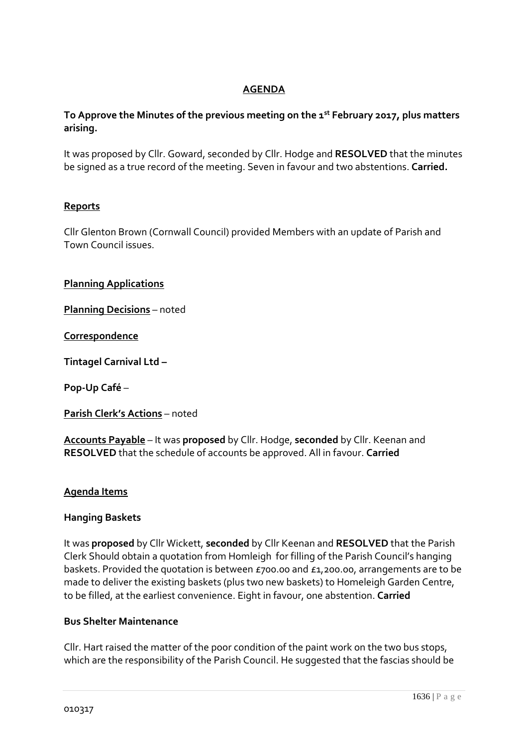## AGENDA

**To Approve the Minutes of the previous meeting on the 1st February 2017, plus matters arising.**

It was proposed by Cllr. Goward, seconded by Cllr. Hodge and **RESOLVED** that the minutes be signed as a true record of the meeting. Seven in favour and two abstentions. **Carried.**

**Reports**

Cllr Glenton Brown (Cornwall Council) provided Members with an update of Parish and Town Council issues.

**Planning Applications**

**Planning Decisions** – noted

**Correspondence**

**Tintagel Carnival Ltd –**

**Pop-Up Café** –

**Parish Clerk's Actions** – noted

**Accounts Payable** – It was **proposed** by Cllr. Hodge, **seconded** by Cllr. Keenan and **RESOLVED** that the schedule of accounts be approved. All in favour. **Carried**

**Agenda Items**

**Hanging Baskets**

It was **proposed** by Cllr Wickett, **seconded** by Cllr Keenan and **RESOLVED** that the Parish Clerk Should obtain a quotation from Homleigh for filling of the Parish Council's hanging baskets. Provided the quotation is between £700.00 and £1,200.00, arrangements are to be made to deliver the existing baskets (plus two new baskets) to Homeleigh Garden Centre, to be filled, at the earliest convenience. Eight in favour, one abstention. **Carried**

**Bus Shelter Maintenance**

Cllr. Hart raised the matter of the poor condition of the paint work on the two bus stops, which are the responsibility of the Parish Council. He suggested that the fascias should be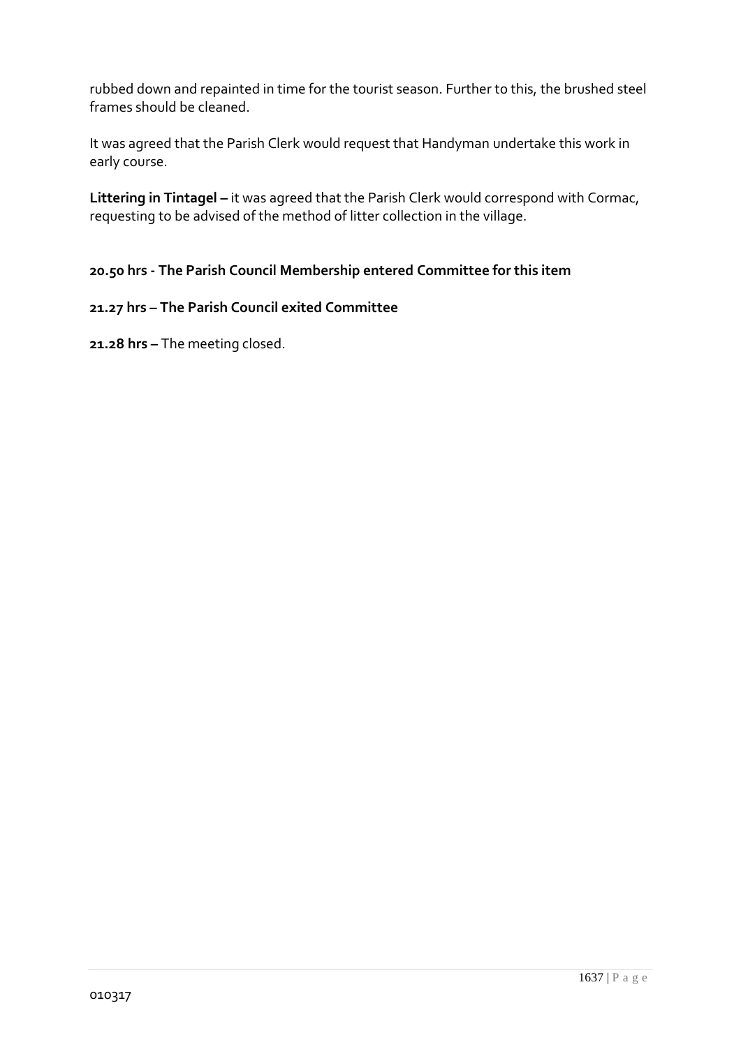rubbed down and repainted in time for the tourist season. Further to this, the brushed steel frames should be cleaned.

It was agreed that the Parish Clerk would request that Handyman undertake this work in early course.

**Littering in Tintagel –** it was agreed that the Parish Clerk would correspond with Cormac, requesting to be advised of the method of litter collection in the village.

**20.50 hrs - The Parish Council Membership entered Committee for this item**

**21.27 hrs – The Parish Council exited Committee**

**21.28 hrs –** The meeting closed.